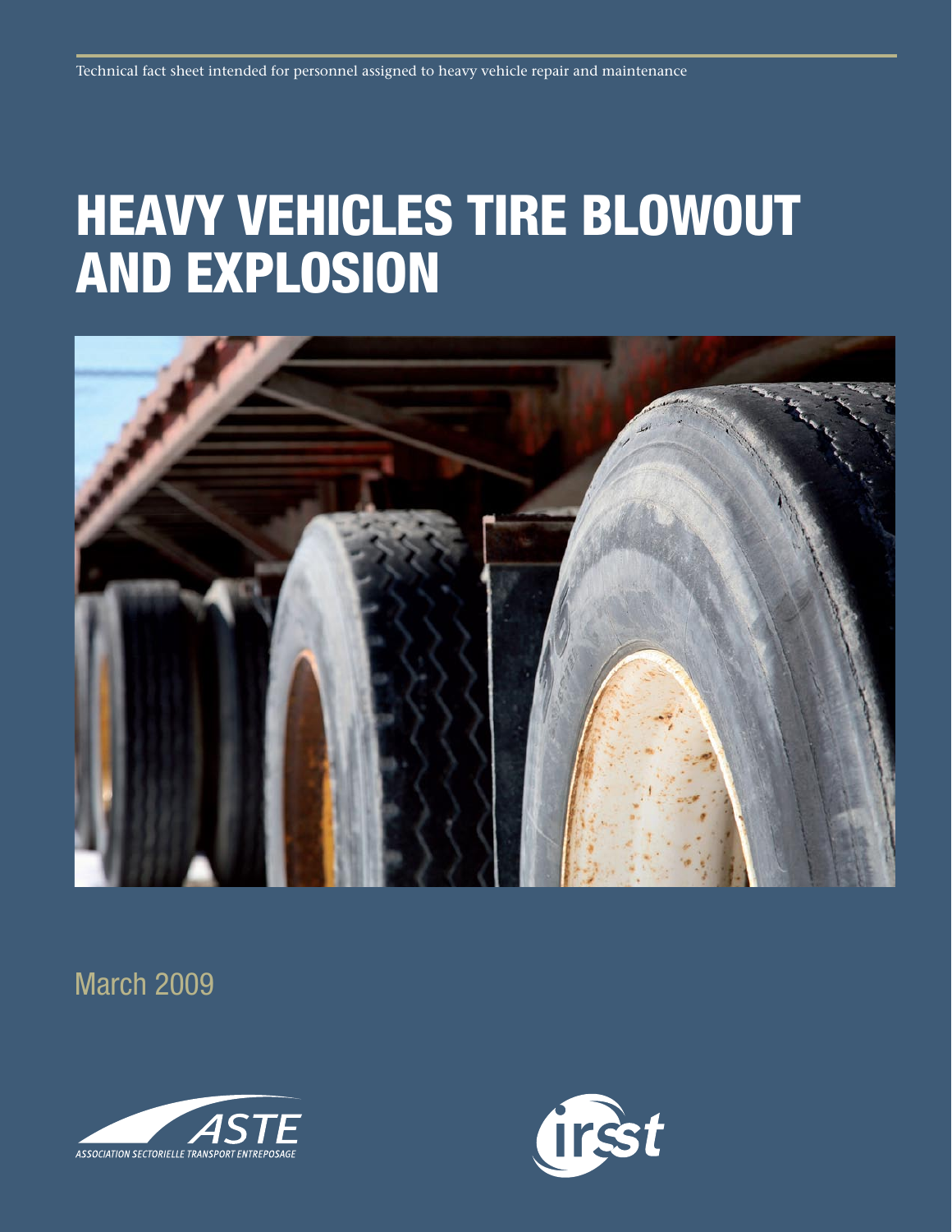Technical fact sheet intended for personnel assigned to heavy vehicle repair and maintenance

# HEAVY VEHICLES TIRE BLOWOUT AND EXPLOSION

March 2009

ASTE
ASSOCIATION SECTORIELLE TRANSPORT ENTREPOSAGE

irsst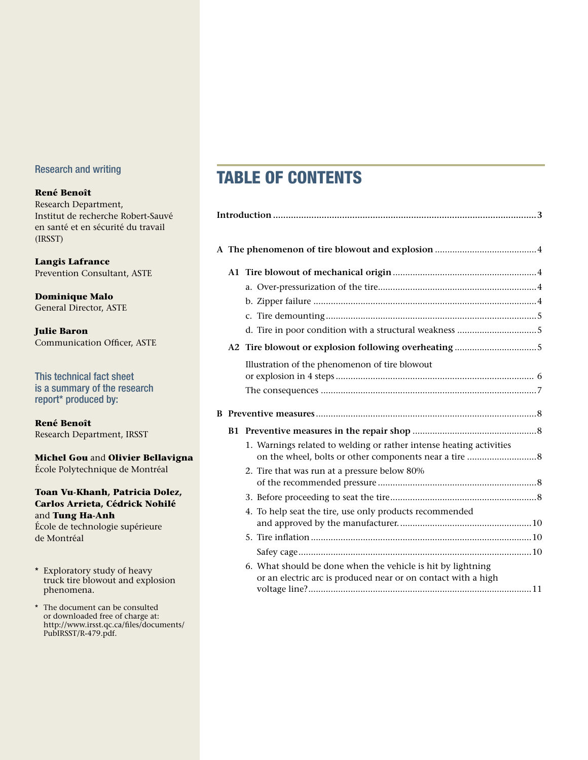Research and writing

**René Benoît**
Research Department,
Institut de recherche Robert-Sauvé en santé et en sécurité du travail (IRSST)

**Langis Lafrance**
Prevention Consultant, ASTE

**Dominique Malo**
General Director, ASTE

**Julie Baron**
Communication Officer, ASTE

This technical fact sheet is a summary of the research report* produced by:

**René Benoît**
Research Department, IRSST

**Michel Gou** and **Olivier Bellavigna**
École Polytechnique de Montréal

**Toan Vu-Khanh, Patricia Dolez, Carlos Arrieta, Cédrick Nohilé** and **Tung Ha-Anh**
École de technologie supérieure de Montréal

\* Exploratory study of heavy truck tire blowout and explosion phenomena.

\* The document can be consulted or downloaded free of charge at: http://www.irsst.qc.ca/files/documents/PubIRSST/R-479.pdf.

# TABLE OF CONTENTS

**Introduction** .......... 3

**A The phenomenon of tire blowout and explosion** .......... 4

- **A1 Tire blowout of mechanical origin** .......... 4
  - a. Over-pressurization of the tire .......... 4
  - b. Zipper failure .......... 4
  - c. Tire demounting .......... 5
  - d. Tire in poor condition with a structural weakness .......... 5
- **A2 Tire blowout or explosion following overheating** .......... 5
  - Illustration of the phenomenon of tire blowout or explosion in 4 steps .......... 6
  - The consequences .......... 7

**B Preventive measures** .......... 8

- **B1 Preventive measures in the repair shop** .......... 8
  1. Warnings related to welding or rather intense heating activities on the wheel, bolts or other components near a tire .......... 8
  2. Tire that was run at a pressure below 80% of the recommended pressure .......... 8
  3. Before proceeding to seat the tire .......... 8
  4. To help seat the tire, use only products recommended and approved by the manufacturer. .......... 10
  5. Tire inflation .......... 10
     Safey cage .......... 10
  6. What should be done when the vehicle is hit by lightning or an electric arc is produced near or on contact with a high voltage line? .......... 11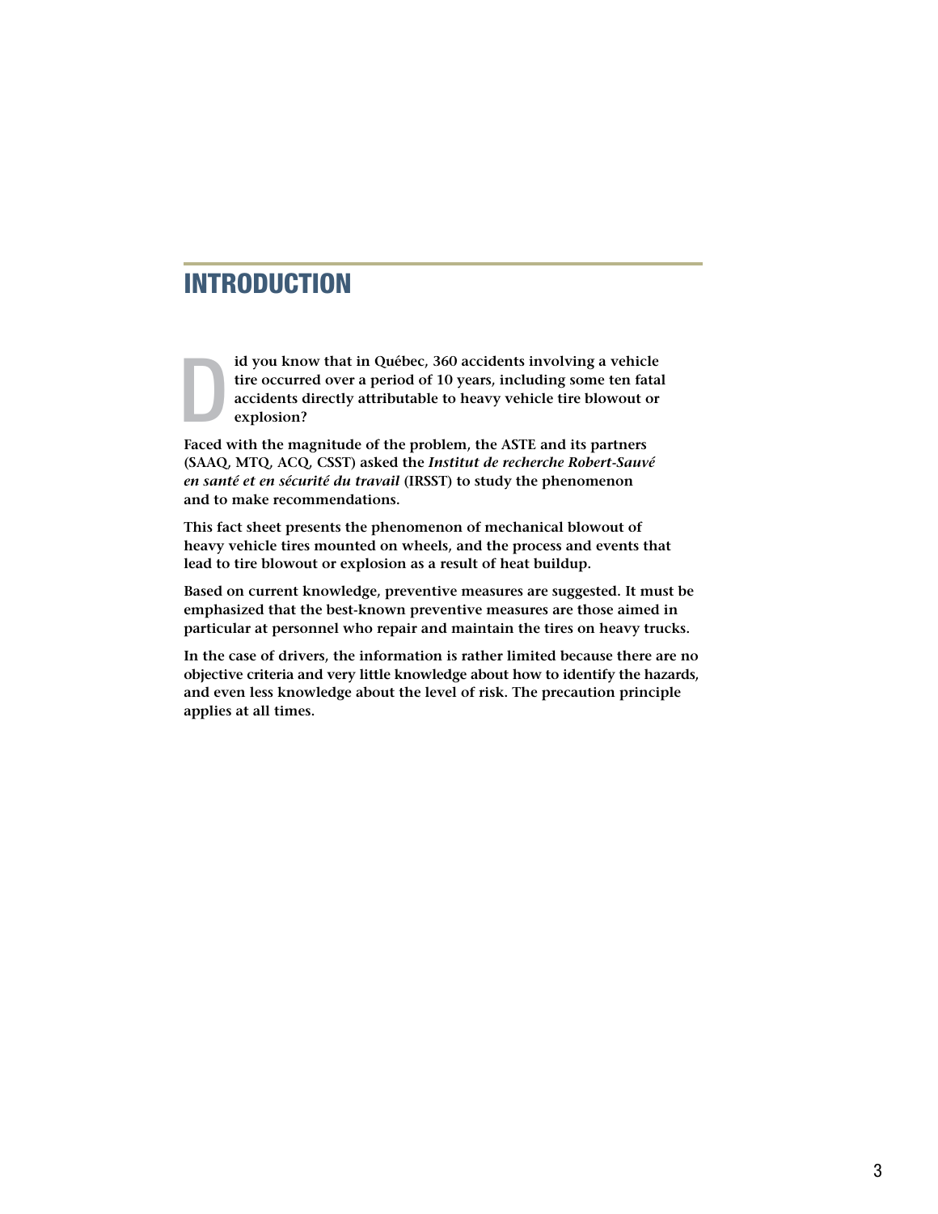# INTRODUCTION

**Did you know that in Québec, 360 accidents involving a vehicle tire occurred over a period of 10 years, including some ten fatal accidents directly attributable to heavy vehicle tire blowout or explosion?**

**Faced with the magnitude of the problem, the ASTE and its partners (SAAQ, MTQ, ACQ, CSST) asked the *Institut de recherche Robert-Sauvé en santé et en sécurité du travail* (IRSST) to study the phenomenon and to make recommendations.**

**This fact sheet presents the phenomenon of mechanical blowout of heavy vehicle tires mounted on wheels, and the process and events that lead to tire blowout or explosion as a result of heat buildup.**

**Based on current knowledge, preventive measures are suggested. It must be emphasized that the best-known preventive measures are those aimed in particular at personnel who repair and maintain the tires on heavy trucks.**

**In the case of drivers, the information is rather limited because there are no objective criteria and very little knowledge about how to identify the hazards, and even less knowledge about the level of risk. The precaution principle applies at all times.**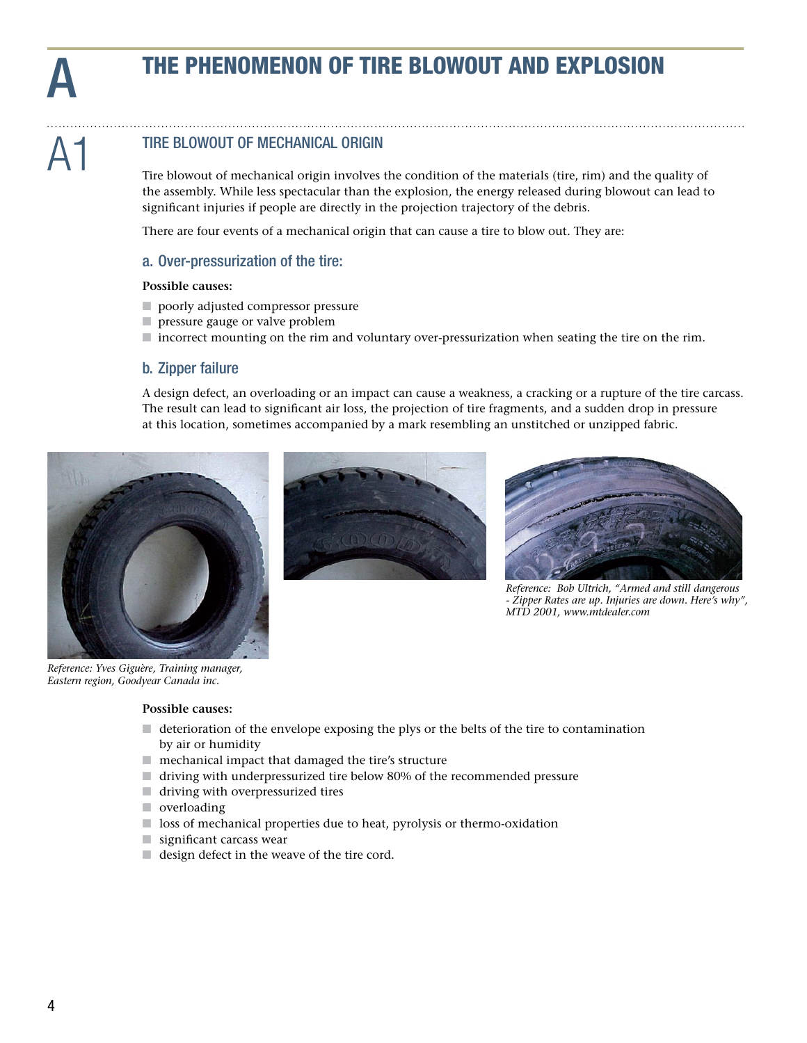# A THE PHENOMENON OF TIRE BLOWOUT AND EXPLOSION

## A1 TIRE BLOWOUT OF MECHANICAL ORIGIN

Tire blowout of mechanical origin involves the condition of the materials (tire, rim) and the quality of the assembly. While less spectacular than the explosion, the energy released during blowout can lead to significant injuries if people are directly in the projection trajectory of the debris.

There are four events of a mechanical origin that can cause a tire to blow out. They are:

### a. Over-pressurization of the tire:

**Possible causes:**

- poorly adjusted compressor pressure
- pressure gauge or valve problem
- incorrect mounting on the rim and voluntary over-pressurization when seating the tire on the rim.

### b. Zipper failure

A design defect, an overloading or an impact can cause a weakness, a cracking or a rupture of the tire carcass. The result can lead to significant air loss, the projection of tire fragments, and a sudden drop in pressure at this location, sometimes accompanied by a mark resembling an unstitched or unzipped fabric.

*Reference: Bob Ultrich, "Armed and still dangerous - Zipper Rates are up. Injuries are down. Here's why", MTD 2001, www.mtdealer.com*

*Reference: Yves Giguère, Training manager, Eastern region, Goodyear Canada inc.*

**Possible causes:**

- deterioration of the envelope exposing the plys or the belts of the tire to contamination by air or humidity
- mechanical impact that damaged the tire's structure
- driving with underpressurized tire below 80% of the recommended pressure
- driving with overpressurized tires
- overloading
- loss of mechanical properties due to heat, pyrolysis or thermo-oxidation
- significant carcass wear
- design defect in the weave of the tire cord.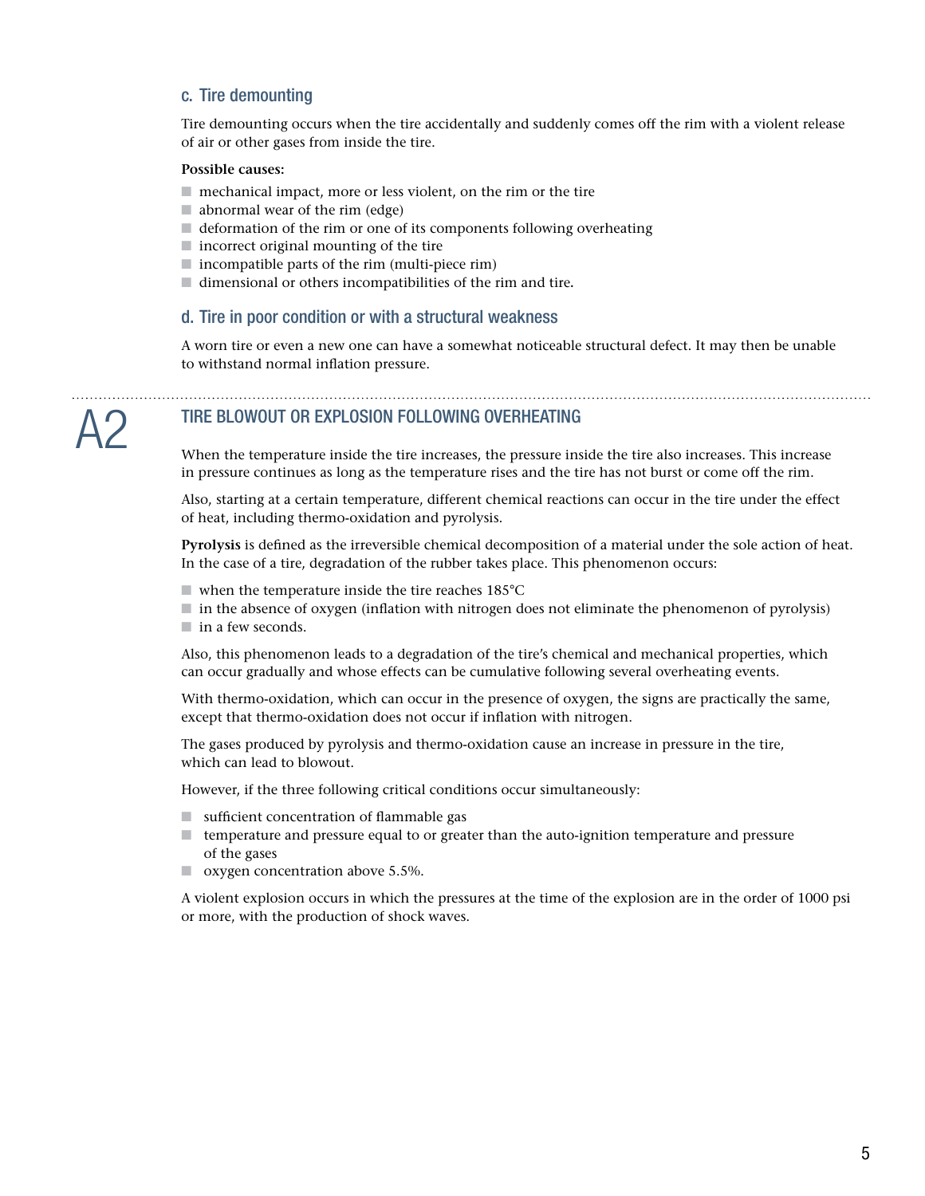### c. Tire demounting

Tire demounting occurs when the tire accidentally and suddenly comes off the rim with a violent release of air or other gases from inside the tire.

**Possible causes:**

- mechanical impact, more or less violent, on the rim or the tire
- abnormal wear of the rim (edge)
- deformation of the rim or one of its components following overheating
- incorrect original mounting of the tire
- incompatible parts of the rim (multi-piece rim)
- dimensional or others incompatibilities of the rim and tire.

### d. Tire in poor condition or with a structural weakness

A worn tire or even a new one can have a somewhat noticeable structural defect. It may then be unable to withstand normal inflation pressure.

## A2 TIRE BLOWOUT OR EXPLOSION FOLLOWING OVERHEATING

When the temperature inside the tire increases, the pressure inside the tire also increases. This increase in pressure continues as long as the temperature rises and the tire has not burst or come off the rim.

Also, starting at a certain temperature, different chemical reactions can occur in the tire under the effect of heat, including thermo-oxidation and pyrolysis.

**Pyrolysis** is defined as the irreversible chemical decomposition of a material under the sole action of heat. In the case of a tire, degradation of the rubber takes place. This phenomenon occurs:

- when the temperature inside the tire reaches 185°C
- in the absence of oxygen (inflation with nitrogen does not eliminate the phenomenon of pyrolysis)
- in a few seconds.

Also, this phenomenon leads to a degradation of the tire's chemical and mechanical properties, which can occur gradually and whose effects can be cumulative following several overheating events.

With thermo-oxidation, which can occur in the presence of oxygen, the signs are practically the same, except that thermo-oxidation does not occur if inflation with nitrogen.

The gases produced by pyrolysis and thermo-oxidation cause an increase in pressure in the tire, which can lead to blowout.

However, if the three following critical conditions occur simultaneously:

- sufficient concentration of flammable gas
- temperature and pressure equal to or greater than the auto-ignition temperature and pressure of the gases
- oxygen concentration above 5.5%.

A violent explosion occurs in which the pressures at the time of the explosion are in the order of 1000 psi or more, with the production of shock waves.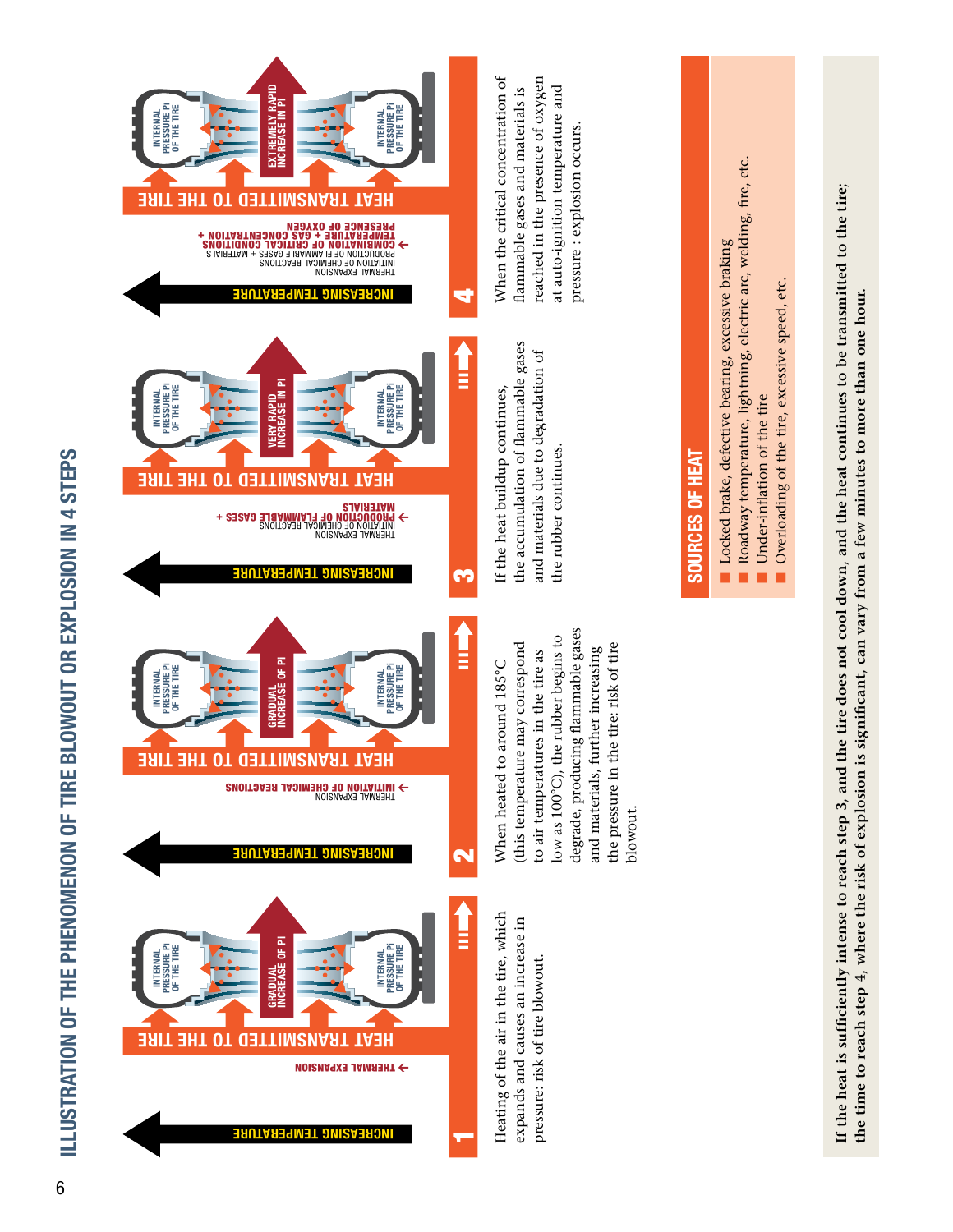# ILLUSTRATION OF THE PHENOMENON OF TIRE BLOWOUT OR EXPLOSION IN 4 STEPS

**1**

INCREASING TEMPERATURE

← THERMAL EXPANSION

HEAT TRANSMITTED TO THE TIRE

INTERNAL PRESSURE Pi OF THE TIRE — GRADUAL INCREASE OF Pi

Heating of the air in the tire, which expands and causes an increase in pressure: risk of tire blowout.

**2**

INCREASING TEMPERATURE

THERMAL EXPANSION
← INITIATION OF CHEMICAL REACTIONS

HEAT TRANSMITTED TO THE TIRE

INTERNAL PRESSURE Pi OF THE TIRE — GRADUAL INCREASE OF Pi

When heated to around 185°C (this temperature may correspond to air temperatures in the tire as low as 100°C), the rubber begins to degrade, producing flammable gases and materials, further increasing the pressure in the tire: risk of tire blowout.

**3**

INCREASING TEMPERATURE

THERMAL EXPANSION
INITIATION OF CHEMICAL REACTIONS
← PRODUCTION OF FLAMMABLE GASES + MATERIALS

HEAT TRANSMITTED TO THE TIRE

INTERNAL PRESSURE Pi OF THE TIRE — VERY RAPID INCREASE IN Pi

If the heat buildup continues, the accumulation of flammable gases and materials due to degradation of the rubber continues.

**4**

INCREASING TEMPERATURE

THERMAL EXPANSION
INITIATION OF CHEMICAL REACTIONS
PRODUCTION OF FLAMMABLE GASES + MATERIALS
← COMBINATION OF CRITICAL CONDITIONS TEMPERATURE + GAS CONCENTRATION + PRESENCE OF OXYGEN

HEAT TRANSMITTED TO THE TIRE

INTERNAL PRESSURE Pi OF THE TIRE — EXTREMELY RAPID INCREASE IN Pi

When the critical concentration of flammable gases and materials is reached in the presence of oxygen at auto-ignition temperature and pressure : explosion occurs.

## SOURCES OF HEAT

- Locked brake, defective bearing, excessive braking
- Roadway temperature, lightning, electric arc, welding, fire, etc.
- Under-inflation of the tire
- Overloading of the tire, excessive speed, etc.

**If the heat is sufficiently intense to reach step 3, and the tire does not cool down, and the heat continues to be transmitted to the tire; the time to reach step 4, where the risk of explosion is significant, can vary from a few minutes to more than one hour.**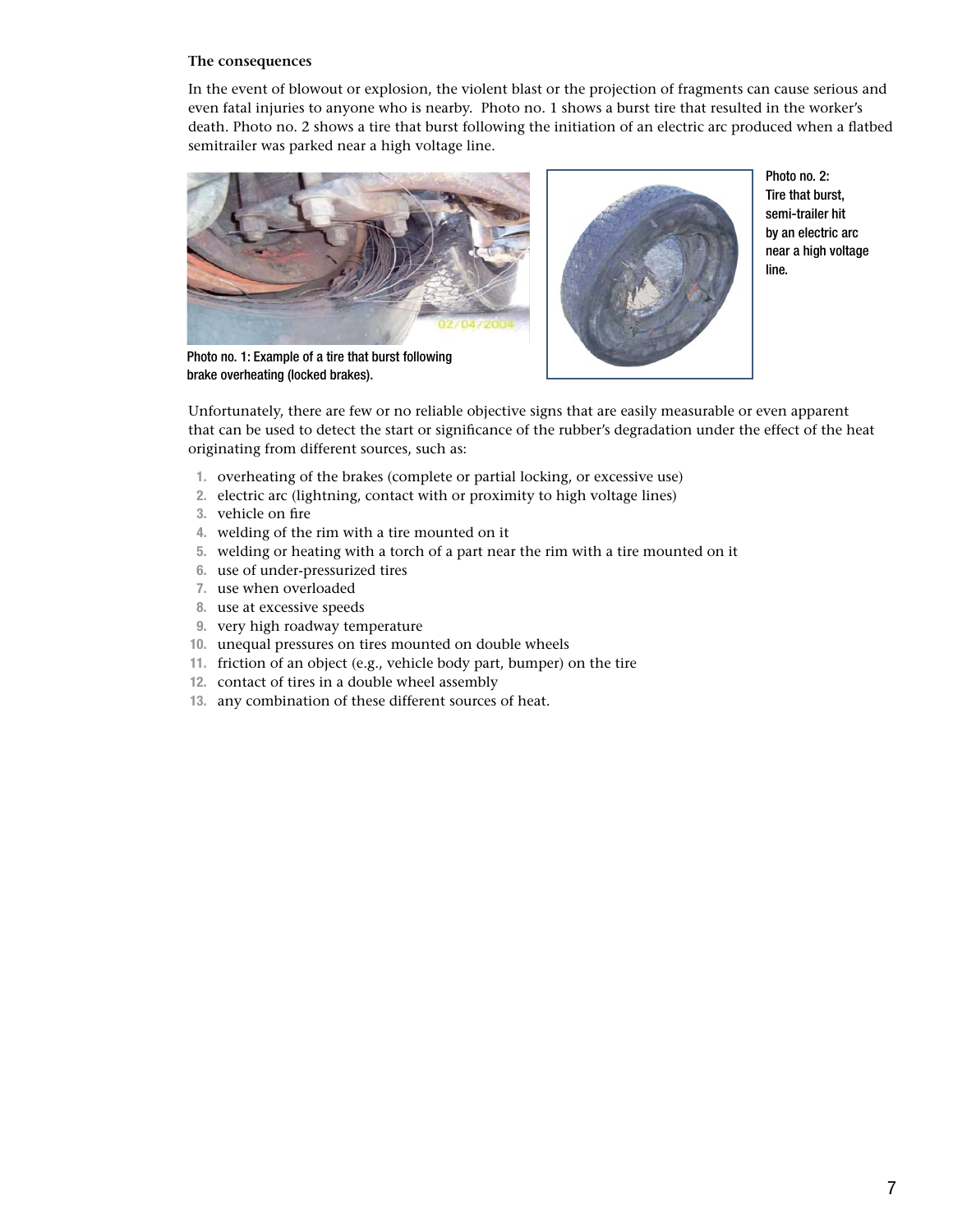**The consequences**

In the event of blowout or explosion, the violent blast or the projection of fragments can cause serious and even fatal injuries to anyone who is nearby. Photo no. 1 shows a burst tire that resulted in the worker's death. Photo no. 2 shows a tire that burst following the initiation of an electric arc produced when a flatbed semitrailer was parked near a high voltage line.

Photo no. 1: Example of a tire that burst following brake overheating (locked brakes).

Photo no. 2: Tire that burst, semi-trailer hit by an electric arc near a high voltage line.

Unfortunately, there are few or no reliable objective signs that are easily measurable or even apparent that can be used to detect the start or significance of the rubber's degradation under the effect of the heat originating from different sources, such as:

1. overheating of the brakes (complete or partial locking, or excessive use)
2. electric arc (lightning, contact with or proximity to high voltage lines)
3. vehicle on fire
4. welding of the rim with a tire mounted on it
5. welding or heating with a torch of a part near the rim with a tire mounted on it
6. use of under-pressurized tires
7. use when overloaded
8. use at excessive speeds
9. very high roadway temperature
10. unequal pressures on tires mounted on double wheels
11. friction of an object (e.g., vehicle body part, bumper) on the tire
12. contact of tires in a double wheel assembly
13. any combination of these different sources of heat.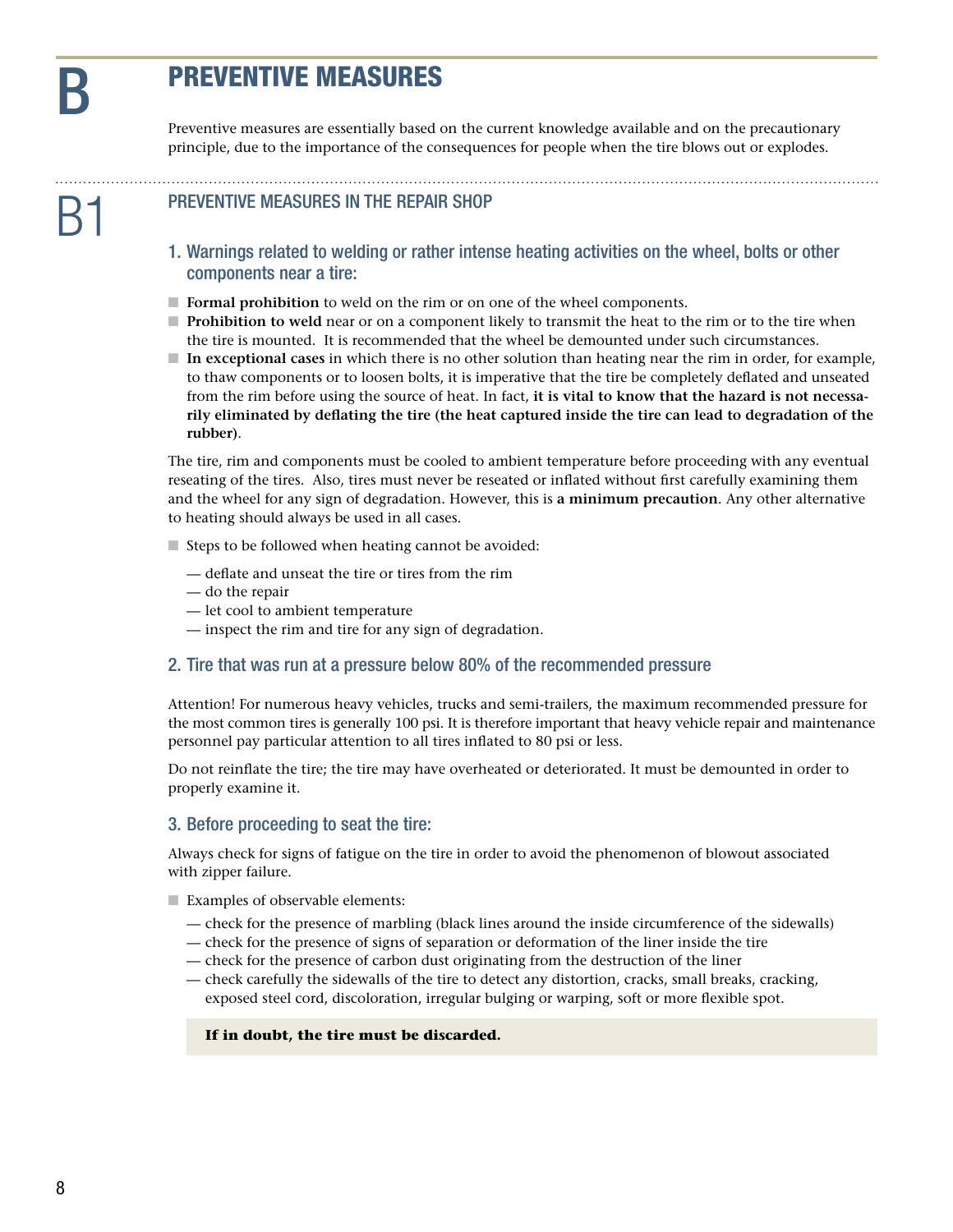# B PREVENTIVE MEASURES

Preventive measures are essentially based on the current knowledge available and on the precautionary principle, due to the importance of the consequences for people when the tire blows out or explodes.

## B1 PREVENTIVE MEASURES IN THE REPAIR SHOP

### 1. Warnings related to welding or rather intense heating activities on the wheel, bolts or other components near a tire:

- **Formal prohibition** to weld on the rim or on one of the wheel components.
- **Prohibition to weld** near or on a component likely to transmit the heat to the rim or to the tire when the tire is mounted. It is recommended that the wheel be demounted under such circumstances.
- **In exceptional cases** in which there is no other solution than heating near the rim in order, for example, to thaw components or to loosen bolts, it is imperative that the tire be completely deflated and unseated from the rim before using the source of heat. In fact, **it is vital to know that the hazard is not necessarily eliminated by deflating the tire (the heat captured inside the tire can lead to degradation of the rubber)**.

The tire, rim and components must be cooled to ambient temperature before proceeding with any eventual reseating of the tires. Also, tires must never be reseated or inflated without first carefully examining them and the wheel for any sign of degradation. However, this is **a minimum precaution**. Any other alternative to heating should always be used in all cases.

- Steps to be followed when heating cannot be avoided:
  - — deflate and unseat the tire or tires from the rim
  - — do the repair
  - — let cool to ambient temperature
  - — inspect the rim and tire for any sign of degradation.

### 2. Tire that was run at a pressure below 80% of the recommended pressure

Attention! For numerous heavy vehicles, trucks and semi-trailers, the maximum recommended pressure for the most common tires is generally 100 psi. It is therefore important that heavy vehicle repair and maintenance personnel pay particular attention to all tires inflated to 80 psi or less.

Do not reinflate the tire; the tire may have overheated or deteriorated. It must be demounted in order to properly examine it.

### 3. Before proceeding to seat the tire:

Always check for signs of fatigue on the tire in order to avoid the phenomenon of blowout associated with zipper failure.

- Examples of observable elements:
  - — check for the presence of marbling (black lines around the inside circumference of the sidewalls)
  - — check for the presence of signs of separation or deformation of the liner inside the tire
  - — check for the presence of carbon dust originating from the destruction of the liner
  - — check carefully the sidewalls of the tire to detect any distortion, cracks, small breaks, cracking, exposed steel cord, discoloration, irregular bulging or warping, soft or more flexible spot.

**If in doubt, the tire must be discarded.**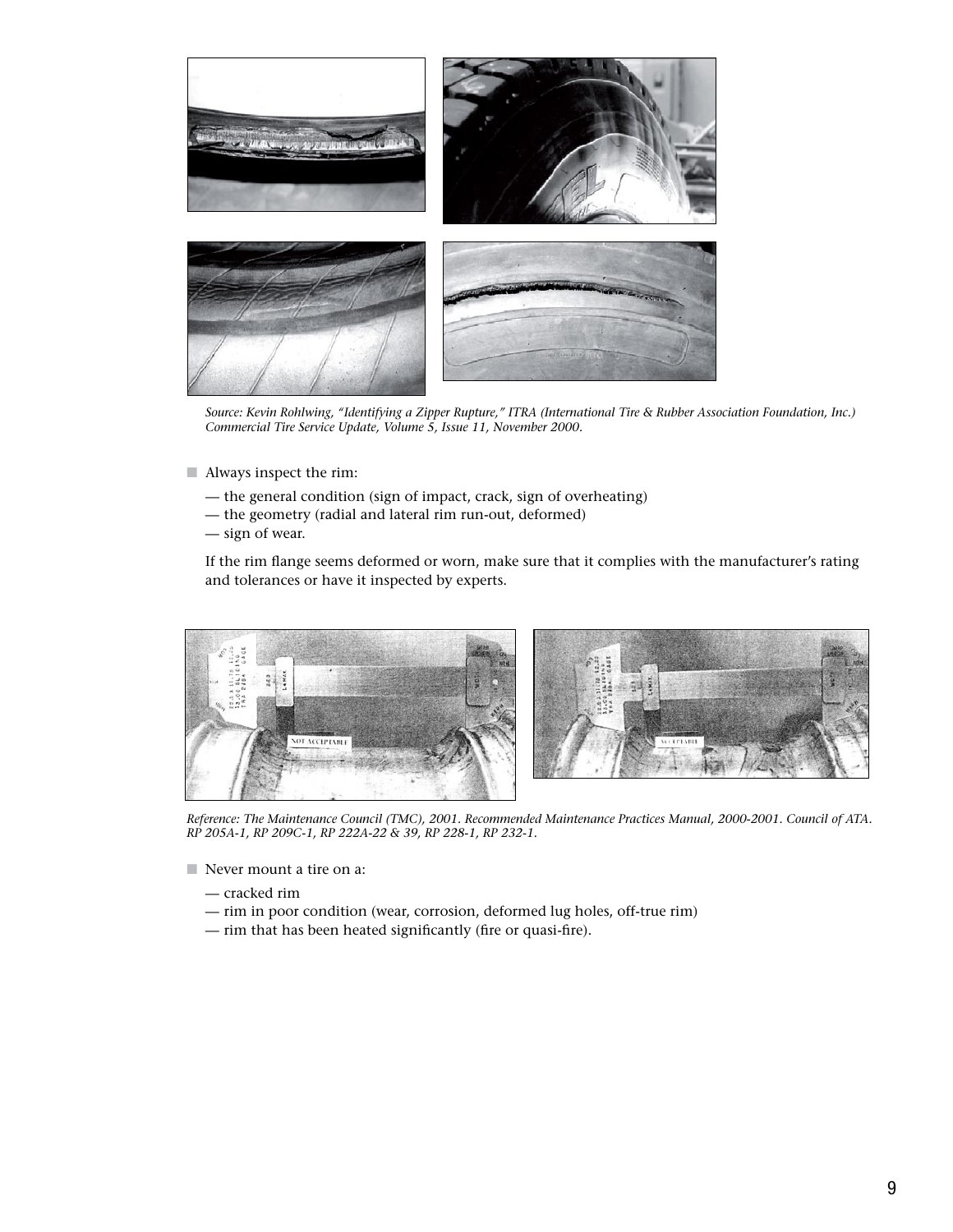*Source: Kevin Rohlwing, "Identifying a Zipper Rupture," ITRA (International Tire & Rubber Association Foundation, Inc.) Commercial Tire Service Update, Volume 5, Issue 11, November 2000.*

- Always inspect the rim:
  - — the general condition (sign of impact, crack, sign of overheating)
  - — the geometry (radial and lateral rim run-out, deformed)
  - — sign of wear.

  If the rim flange seems deformed or worn, make sure that it complies with the manufacturer's rating and tolerances or have it inspected by experts.

*Reference: The Maintenance Council (TMC), 2001. Recommended Maintenance Practices Manual, 2000-2001. Council of ATA. RP 205A-1, RP 209C-1, RP 222A-22 & 39, RP 228-1, RP 232-1.*

- Never mount a tire on a:
  - — cracked rim
  - — rim in poor condition (wear, corrosion, deformed lug holes, off-true rim)
  - — rim that has been heated significantly (fire or quasi-fire).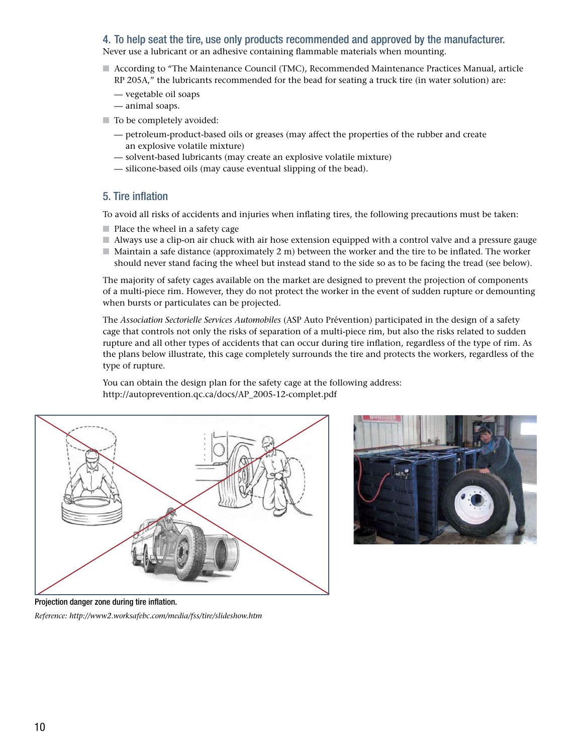## 4. To help seat the tire, use only products recommended and approved by the manufacturer.

Never use a lubricant or an adhesive containing flammable materials when mounting.

- According to "The Maintenance Council (TMC), Recommended Maintenance Practices Manual, article RP 205A," the lubricants recommended for the bead for seating a truck tire (in water solution) are:
  - — vegetable oil soaps
  - — animal soaps.
- To be completely avoided:
  - — petroleum-product-based oils or greases (may affect the properties of the rubber and create an explosive volatile mixture)
  - — solvent-based lubricants (may create an explosive volatile mixture)
  - — silicone-based oils (may cause eventual slipping of the bead).

## 5. Tire inflation

To avoid all risks of accidents and injuries when inflating tires, the following precautions must be taken:

- Place the wheel in a safety cage
- Always use a clip-on air chuck with air hose extension equipped with a control valve and a pressure gauge
- Maintain a safe distance (approximately 2 m) between the worker and the tire to be inflated. The worker should never stand facing the wheel but instead stand to the side so as to be facing the tread (see below).

The majority of safety cages available on the market are designed to prevent the projection of components of a multi-piece rim. However, they do not protect the worker in the event of sudden rupture or demounting when bursts or particulates can be projected.

The *Association Sectorielle Services Automobiles* (ASP Auto Prévention) participated in the design of a safety cage that controls not only the risks of separation of a multi-piece rim, but also the risks related to sudden rupture and all other types of accidents that can occur during tire inflation, regardless of the type of rim. As the plans below illustrate, this cage completely surrounds the tire and protects the workers, regardless of the type of rupture.

You can obtain the design plan for the safety cage at the following address:
http://autoprevention.qc.ca/docs/AP_2005-12-complet.pdf

**Projection danger zone during tire inflation.**

*Reference: http://www2.worksafebc.com/media/fss/tire/slideshow.htm*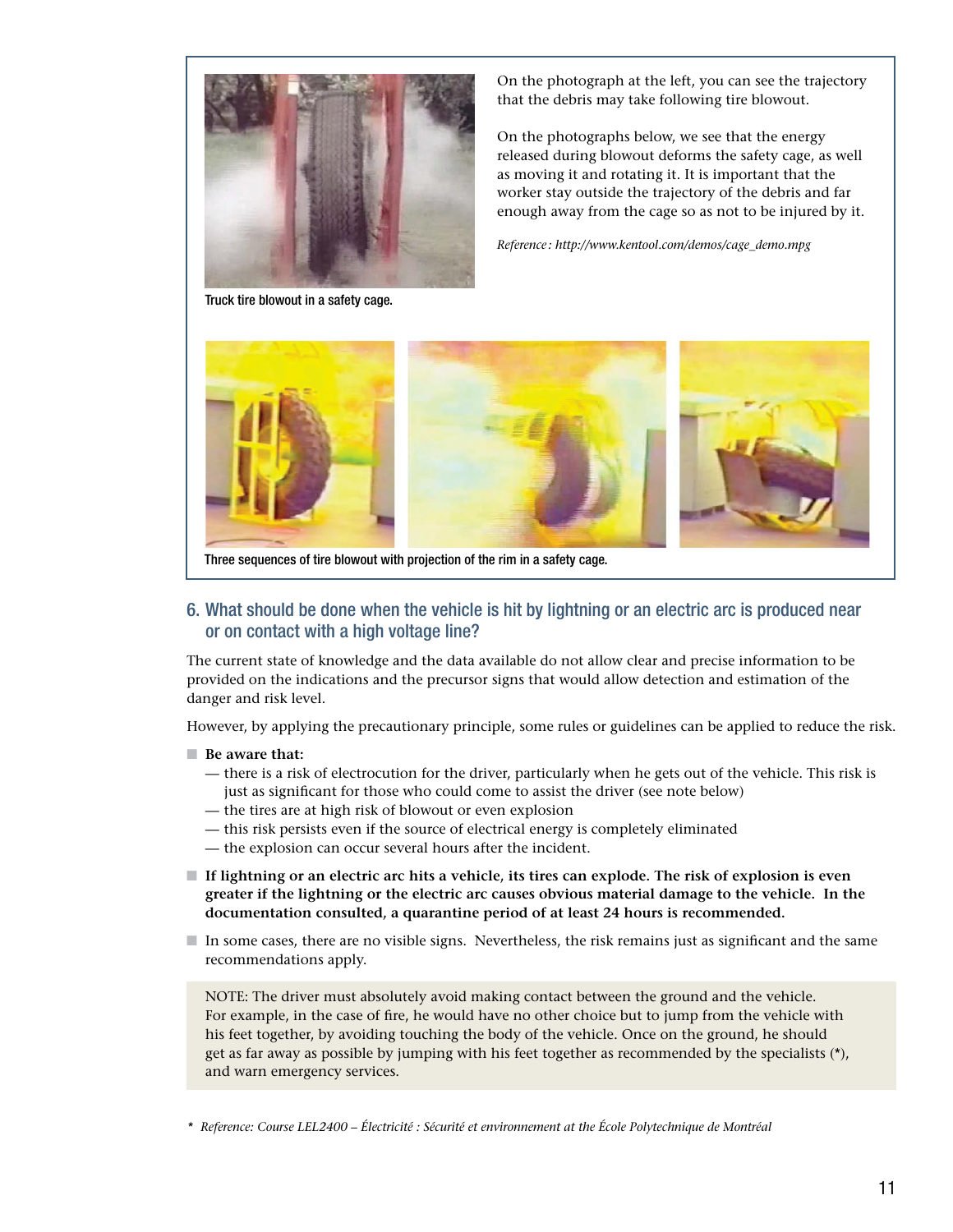Truck tire blowout in a safety cage.

On the photograph at the left, you can see the trajectory that the debris may take following tire blowout.

On the photographs below, we see that the energy released during blowout deforms the safety cage, as well as moving it and rotating it. It is important that the worker stay outside the trajectory of the debris and far enough away from the cage so as not to be injured by it.

*Reference : http://www.kentool.com/demos/cage_demo.mpg*

Three sequences of tire blowout with projection of the rim in a safety cage.

## 6. What should be done when the vehicle is hit by lightning or an electric arc is produced near or on contact with a high voltage line?

The current state of knowledge and the data available do not allow clear and precise information to be provided on the indications and the precursor signs that would allow detection and estimation of the danger and risk level.

However, by applying the precautionary principle, some rules or guidelines can be applied to reduce the risk.

- **Be aware that:**
  - — there is a risk of electrocution for the driver, particularly when he gets out of the vehicle. This risk is just as significant for those who could come to assist the driver (see note below)
  - — the tires are at high risk of blowout or even explosion
  - — this risk persists even if the source of electrical energy is completely eliminated
  - — the explosion can occur several hours after the incident.
- **If lightning or an electric arc hits a vehicle, its tires can explode. The risk of explosion is even greater if the lightning or the electric arc causes obvious material damage to the vehicle. In the documentation consulted, a quarantine period of at least 24 hours is recommended.**
- In some cases, there are no visible signs. Nevertheless, the risk remains just as significant and the same recommendations apply.

NOTE: The driver must absolutely avoid making contact between the ground and the vehicle. For example, in the case of fire, he would have no other choice but to jump from the vehicle with his feet together, by avoiding touching the body of the vehicle. Once on the ground, he should get as far away as possible by jumping with his feet together as recommended by the specialists (*), and warn emergency services.

\* *Reference: Course LEL2400 – Électricité : Sécurité et environnement at the École Polytechnique de Montréal*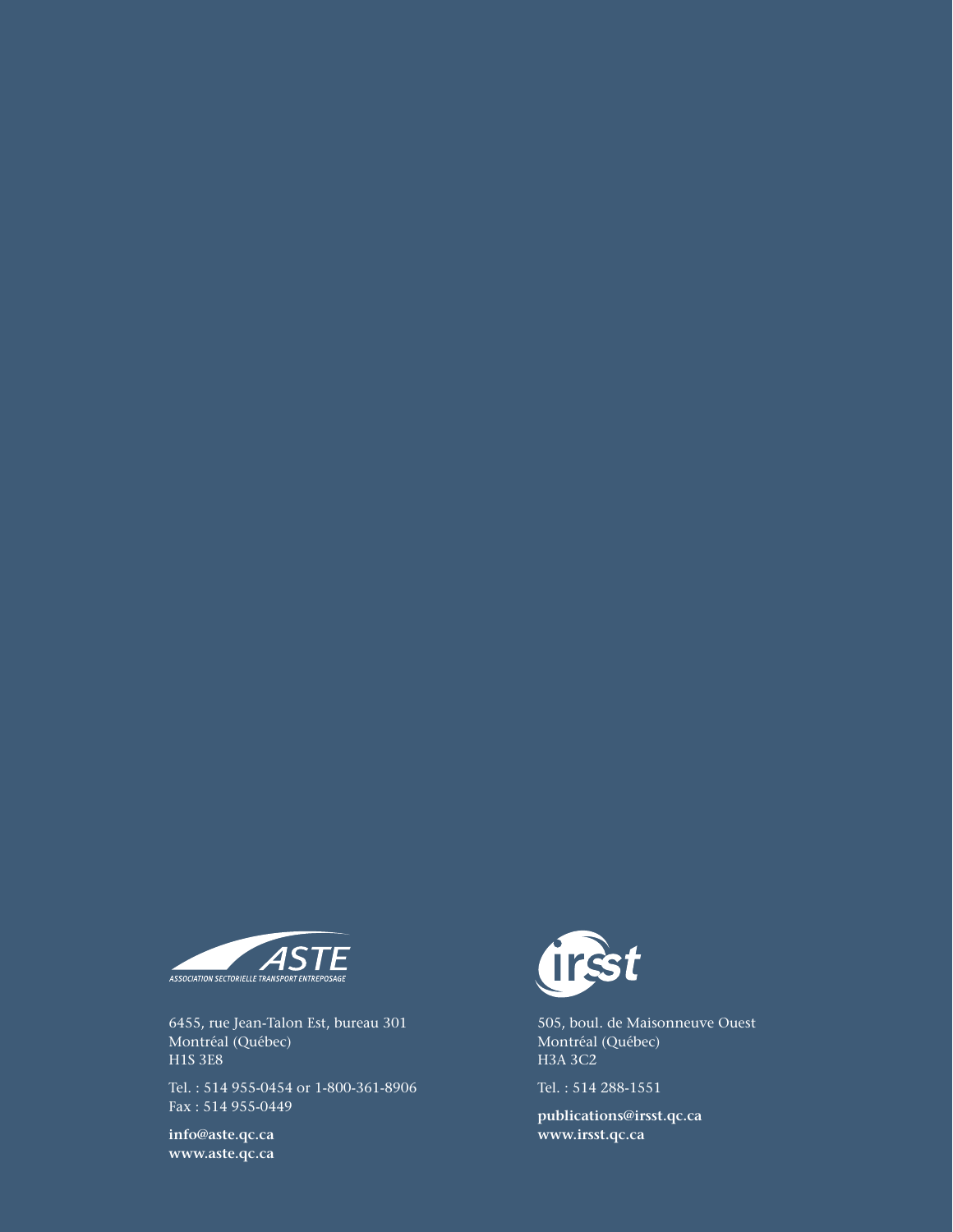ASTE

ASSOCIATION SECTORIELLE TRANSPORT ENTREPOSAGE

6455, rue Jean-Talon Est, bureau 301
Montréal (Québec)
H1S 3E8

Tel. : 514 955-0454 or 1-800-361-8906
Fax : 514 955-0449

**info@aste.qc.ca**
**www.aste.qc.ca**

irsst

505, boul. de Maisonneuve Ouest
Montréal (Québec)
H3A 3C2

Tel. : 514 288-1551

**publications@irsst.qc.ca**
**www.irsst.qc.ca**